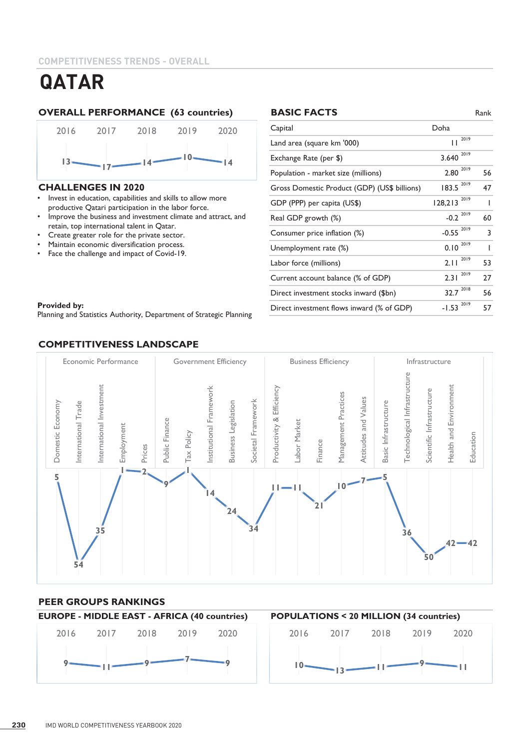COMPETITIVENESS TRENDS - OVERALL

# QATAR

## OVERALL PERFORMANCE (63 countries)

| 2016 | 2017 | 2018 | 2019 | 2020 |
|---|---|---|---|---|
| 13 | 17 | 14 | 10 | 14 |

## CHALLENGES IN 2020

- Invest in education, capabilities and skills to allow more productive Qatari participation in the labor force.
- Improve the business and investment climate and attract, and retain, top international talent in Qatar.
- Create greater role for the private sector.
- Maintain economic diversification process.
- Face the challenge and impact of Covid-19.

**Provided by:**
Planning and Statistics Authority, Department of Strategic Planning

## BASIC FACTS

| | | Year | Rank |
|---|---|---|---|
| Capital | Doha | | |
| Land area (square km '000) | 11 | 2019 | |
| Exchange Rate (per $) | 3.640 | 2019 | |
| Population - market size (millions) | 2.80 | 2019 | 56 |
| Gross Domestic Product (GDP) (US$ billions) | 183.5 | 2019 | 47 |
| GDP (PPP) per capita (US$) | 128,213 | 2019 | 1 |
| Real GDP growth (%) | -0.2 | 2019 | 60 |
| Consumer price inflation (%) | -0.55 | 2019 | 3 |
| Unemployment rate (%) | 0.10 | 2019 | 1 |
| Labor force (millions) | 2.11 | 2019 | 53 |
| Current account balance (% of GDP) | 2.31 | 2019 | 27 |
| Direct investment stocks inward ($bn) | 32.7 | 2018 | 56 |
| Direct investment flows inward (% of GDP) | -1.53 | 2019 | 57 |

## COMPETITIVENESS LANDSCAPE

| Factor | Sub-factor | Rank |
|---|---|---|
| Economic Performance | Domestic Economy | 5 |
| | International Trade | 54 |
| | International Investment | 35 |
| | Employment | 1 |
| | Prices | 2 |
| Government Efficiency | Public Finance | 9 |
| | Tax Policy | 1 |
| | Institutional Framework | 14 |
| | Business Legislation | 24 |
| | Societal Framework | 34 |
| Business Efficiency | Productivity & Efficiency | 11 |
| | Labor Market | 11 |
| | Finance | 21 |
| | Management Practices | 10 |
| | Attitudes and Values | 7 |
| Infrastructure | Basic Infrastructure | 5 |
| | Technological Infrastructure | 36 |
| | Scientific Infrastructure | 50 |
| | Health and Environment | 42 |
| | Education | 42 |

## PEER GROUPS RANKINGS

### EUROPE - MIDDLE EAST - AFRICA (40 countries)

| 2016 | 2017 | 2018 | 2019 | 2020 |
|---|---|---|---|---|
| 9 | 11 | 9 | 7 | 9 |

### POPULATIONS < 20 MILLION (34 countries)

| 2016 | 2017 | 2018 | 2019 | 2020 |
|---|---|---|---|---|
| 10 | 13 | 11 | 9 | 11 |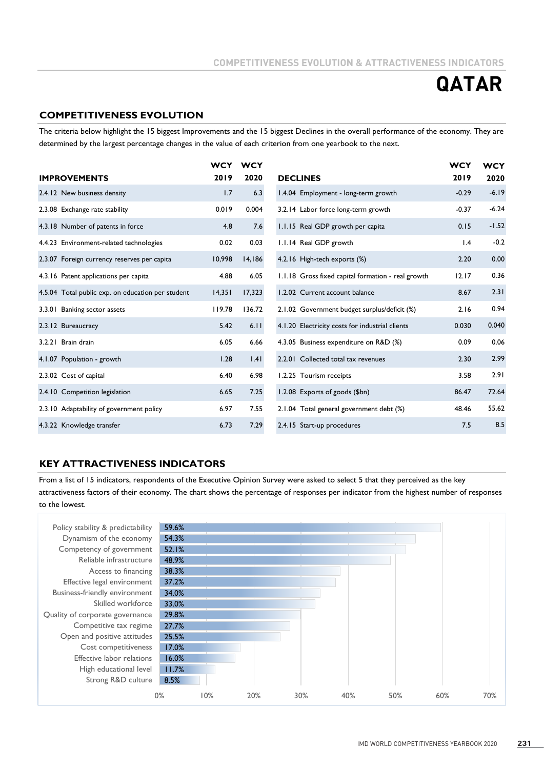# QATAR

## COMPETITIVENESS EVOLUTION

The criteria below highlight the 15 biggest Improvements and the 15 biggest Declines in the overall performance of the economy. They are determined by the largest percentage changes in the value of each criterion from one yearbook to the next.

| IMPROVEMENTS | WCY 2019 | WCY 2020 |
|---|---|---|
| 2.4.12 New business density | 1.7 | 6.3 |
| 2.3.08 Exchange rate stability | 0.019 | 0.004 |
| 4.3.18 Number of patents in force | 4.8 | 7.6 |
| 4.4.23 Environment-related technologies | 0.02 | 0.03 |
| 2.3.07 Foreign currency reserves per capita | 10,998 | 14,186 |
| 4.3.16 Patent applications per capita | 4.88 | 6.05 |
| 4.5.04 Total public exp. on education per student | 14,351 | 17,323 |
| 3.3.01 Banking sector assets | 119.78 | 136.72 |
| 2.3.12 Bureaucracy | 5.42 | 6.11 |
| 3.2.21 Brain drain | 6.05 | 6.66 |
| 4.1.07 Population - growth | 1.28 | 1.41 |
| 2.3.02 Cost of capital | 6.40 | 6.98 |
| 2.4.10 Competition legislation | 6.65 | 7.25 |
| 2.3.10 Adaptability of government policy | 6.97 | 7.55 |
| 4.3.22 Knowledge transfer | 6.73 | 7.29 |

| DECLINES | WCY 2019 | WCY 2020 |
|---|---|---|
| 1.4.04 Employment - long-term growth | -0.29 | -6.19 |
| 3.2.14 Labor force long-term growth | -0.37 | -6.24 |
| 1.1.15 Real GDP growth per capita | 0.15 | -1.52 |
| 1.1.14 Real GDP growth | 1.4 | -0.2 |
| 4.2.16 High-tech exports (%) | 2.20 | 0.00 |
| 1.1.18 Gross fixed capital formation - real growth | 12.17 | 0.36 |
| 1.2.02 Current account balance | 8.67 | 2.31 |
| 2.1.02 Government budget surplus/deficit (%) | 2.16 | 0.94 |
| 4.1.20 Electricity costs for industrial clients | 0.030 | 0.040 |
| 4.3.05 Business expenditure on R&D (%) | 0.09 | 0.06 |
| 2.2.01 Collected total tax revenues | 2.30 | 2.99 |
| 1.2.25 Tourism receipts | 3.58 | 2.91 |
| 1.2.08 Exports of goods ($bn) | 86.47 | 72.64 |
| 2.1.04 Total general government debt (%) | 48.46 | 55.62 |
| 2.4.15 Start-up procedures | 7.5 | 8.5 |

## KEY ATTRACTIVENESS INDICATORS

From a list of 15 indicators, respondents of the Executive Opinion Survey were asked to select 5 that they perceived as the key attractiveness factors of their economy. The chart shows the percentage of responses per indicator from the highest number of responses to the lowest.

| Indicator | % |
|---|---|
| Policy stability & predictability | 59.6% |
| Dynamism of the economy | 54.3% |
| Competency of government | 52.1% |
| Reliable infrastructure | 48.9% |
| Access to financing | 38.3% |
| Effective legal environment | 37.2% |
| Business-friendly environment | 34.0% |
| Skilled workforce | 33.0% |
| Quality of corporate governance | 29.8% |
| Competitive tax regime | 27.7% |
| Open and positive attitudes | 25.5% |
| Cost competitiveness | 17.0% |
| Effective labor relations | 16.0% |
| High educational level | 11.7% |
| Strong R&D culture | 8.5% |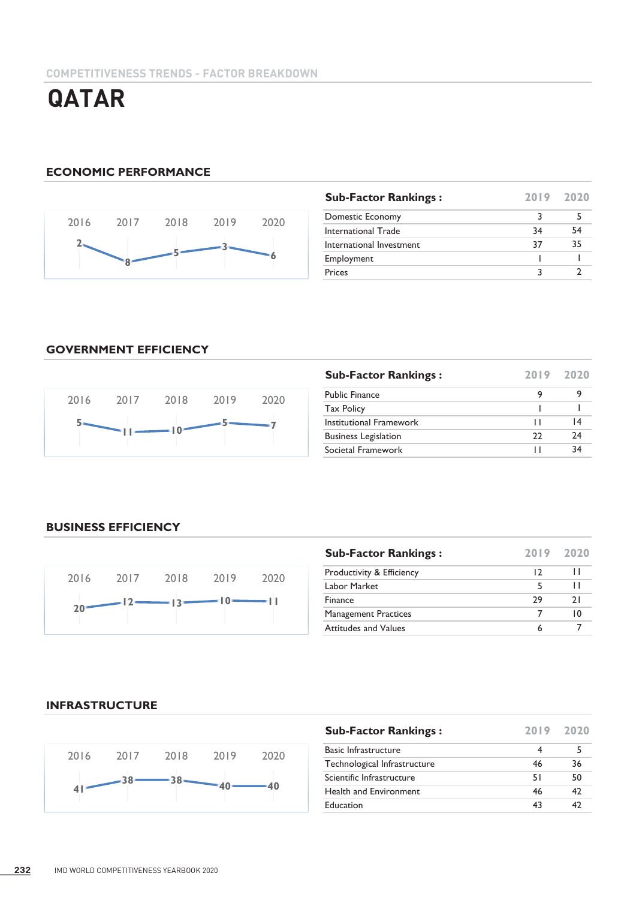COMPETITIVENESS TRENDS - FACTOR BREAKDOWN

# QATAR

## ECONOMIC PERFORMANCE

| 2016 | 2017 | 2018 | 2019 | 2020 |
|---|---|---|---|---|
| 2 | 8 | 5 | 3 | 6 |

| Sub-Factor Rankings : | 2019 | 2020 |
|---|---|---|
| Domestic Economy | 3 | 5 |
| International Trade | 34 | 54 |
| International Investment | 37 | 35 |
| Employment | 1 | 1 |
| Prices | 3 | 2 |

## GOVERNMENT EFFICIENCY

| 2016 | 2017 | 2018 | 2019 | 2020 |
|---|---|---|---|---|
| 5 | 11 | 10 | 5 | 7 |

| Sub-Factor Rankings : | 2019 | 2020 |
|---|---|---|
| Public Finance | 9 | 9 |
| Tax Policy | 1 | 1 |
| Institutional Framework | 11 | 14 |
| Business Legislation | 22 | 24 |
| Societal Framework | 11 | 34 |

## BUSINESS EFFICIENCY

| 2016 | 2017 | 2018 | 2019 | 2020 |
|---|---|---|---|---|
| 20 | 12 | 13 | 10 | 11 |

| Sub-Factor Rankings : | 2019 | 2020 |
|---|---|---|
| Productivity & Efficiency | 12 | 11 |
| Labor Market | 5 | 11 |
| Finance | 29 | 21 |
| Management Practices | 7 | 10 |
| Attitudes and Values | 6 | 7 |

## INFRASTRUCTURE

| 2016 | 2017 | 2018 | 2019 | 2020 |
|---|---|---|---|---|
| 41 | 38 | 38 | 40 | 40 |

| Sub-Factor Rankings : | 2019 | 2020 |
|---|---|---|
| Basic Infrastructure | 4 | 5 |
| Technological Infrastructure | 46 | 36 |
| Scientific Infrastructure | 51 | 50 |
| Health and Environment | 46 | 42 |
| Education | 43 | 42 |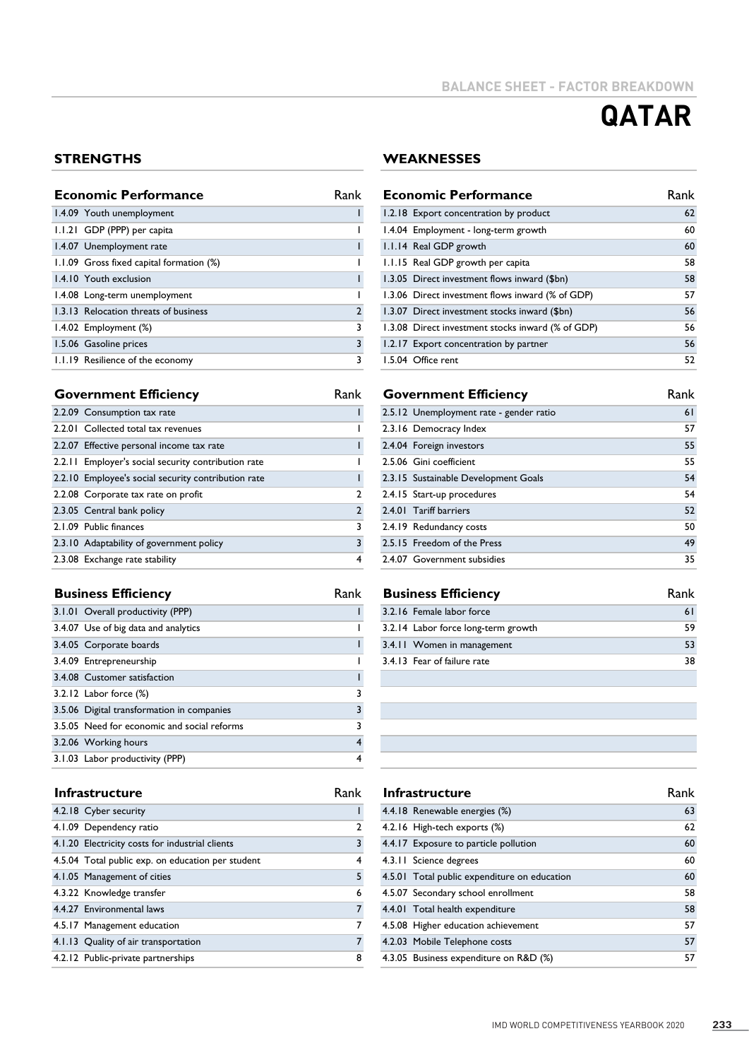BALANCE SHEET - FACTOR BREAKDOWN

# QATAR

## STRENGTHS

| Economic Performance | Rank |
|---|---|
| 1.4.09 Youth unemployment | 1 |
| 1.1.21 GDP (PPP) per capita | 1 |
| 1.4.07 Unemployment rate | 1 |
| 1.1.09 Gross fixed capital formation (%) | 1 |
| 1.4.10 Youth exclusion | 1 |
| 1.4.08 Long-term unemployment | 1 |
| 1.3.13 Relocation threats of business | 2 |
| 1.4.02 Employment (%) | 3 |
| 1.5.06 Gasoline prices | 3 |
| 1.1.19 Resilience of the economy | 3 |

| Government Efficiency | Rank |
|---|---|
| 2.2.09 Consumption tax rate | 1 |
| 2.2.01 Collected total tax revenues | 1 |
| 2.2.07 Effective personal income tax rate | 1 |
| 2.2.11 Employer's social security contribution rate | 1 |
| 2.2.10 Employee's social security contribution rate | 1 |
| 2.2.08 Corporate tax rate on profit | 2 |
| 2.3.05 Central bank policy | 2 |
| 2.1.09 Public finances | 3 |
| 2.3.10 Adaptability of government policy | 3 |
| 2.3.08 Exchange rate stability | 4 |

| Business Efficiency | Rank |
|---|---|
| 3.1.01 Overall productivity (PPP) | 1 |
| 3.4.07 Use of big data and analytics | 1 |
| 3.4.05 Corporate boards | 1 |
| 3.4.09 Entrepreneurship | 1 |
| 3.4.08 Customer satisfaction | 1 |
| 3.2.12 Labor force (%) | 3 |
| 3.5.06 Digital transformation in companies | 3 |
| 3.5.05 Need for economic and social reforms | 3 |
| 3.2.06 Working hours | 4 |
| 3.1.03 Labor productivity (PPP) | 4 |

| Infrastructure | Rank |
|---|---|
| 4.2.18 Cyber security | 1 |
| 4.1.09 Dependency ratio | 2 |
| 4.1.20 Electricity costs for industrial clients | 3 |
| 4.5.04 Total public exp. on education per student | 4 |
| 4.1.05 Management of cities | 5 |
| 4.3.22 Knowledge transfer | 6 |
| 4.4.27 Environmental laws | 7 |
| 4.5.17 Management education | 7 |
| 4.1.13 Quality of air transportation | 7 |
| 4.2.12 Public-private partnerships | 8 |

## WEAKNESSES

| Economic Performance | Rank |
|---|---|
| 1.2.18 Export concentration by product | 62 |
| 1.4.04 Employment - long-term growth | 60 |
| 1.1.14 Real GDP growth | 60 |
| 1.1.15 Real GDP growth per capita | 58 |
| 1.3.05 Direct investment flows inward ($bn) | 58 |
| 1.3.06 Direct investment flows inward (% of GDP) | 57 |
| 1.3.07 Direct investment stocks inward ($bn) | 56 |
| 1.3.08 Direct investment stocks inward (% of GDP) | 56 |
| 1.2.17 Export concentration by partner | 56 |
| 1.5.04 Office rent | 52 |

| Government Efficiency | Rank |
|---|---|
| 2.5.12 Unemployment rate - gender ratio | 61 |
| 2.3.16 Democracy Index | 57 |
| 2.4.04 Foreign investors | 55 |
| 2.5.06 Gini coefficient | 55 |
| 2.3.15 Sustainable Development Goals | 54 |
| 2.4.15 Start-up procedures | 54 |
| 2.4.01 Tariff barriers | 52 |
| 2.4.19 Redundancy costs | 50 |
| 2.5.15 Freedom of the Press | 49 |
| 2.4.07 Government subsidies | 35 |

| Business Efficiency | Rank |
|---|---|
| 3.2.16 Female labor force | 61 |
| 3.2.14 Labor force long-term growth | 59 |
| 3.4.11 Women in management | 53 |
| 3.4.13 Fear of failure rate | 38 |

| Infrastructure | Rank |
|---|---|
| 4.4.18 Renewable energies (%) | 63 |
| 4.2.16 High-tech exports (%) | 62 |
| 4.4.17 Exposure to particle pollution | 60 |
| 4.3.11 Science degrees | 60 |
| 4.5.01 Total public expenditure on education | 60 |
| 4.5.07 Secondary school enrollment | 58 |
| 4.4.01 Total health expenditure | 58 |
| 4.5.08 Higher education achievement | 57 |
| 4.2.03 Mobile Telephone costs | 57 |
| 4.3.05 Business expenditure on R&D (%) | 57 |